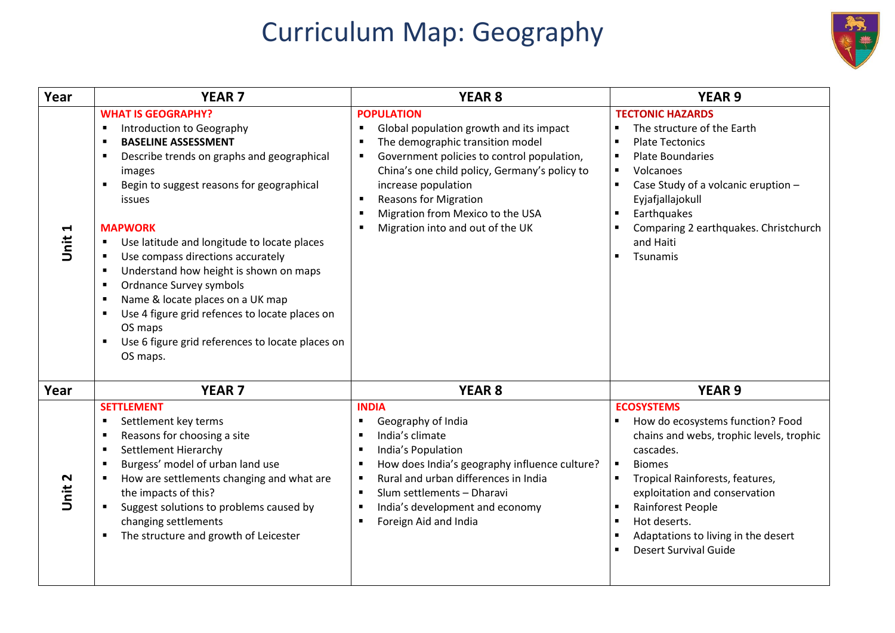# Curriculum Map: Geography

| Year | YEAR 7 | YEAR 8 | YEAR 9 |
|---|---|---|---|
| **Unit 1** | **WHAT IS GEOGRAPHY?**<br>▪ Introduction to Geography<br>▪ **BASELINE ASSESSMENT**<br>▪ Describe trends on graphs and geographical images<br>▪ Begin to suggest reasons for geographical issues<br><br>**MAPWORK**<br>▪ Use latitude and longitude to locate places<br>▪ Use compass directions accurately<br>▪ Understand how height is shown on maps<br>▪ Ordnance Survey symbols<br>▪ Name & locate places on a UK map<br>▪ Use 4 figure grid refences to locate places on OS maps<br>▪ Use 6 figure grid references to locate places on OS maps. | **POPULATION**<br>▪ Global population growth and its impact<br>▪ The demographic transition model<br>▪ Government policies to control population, China's one child policy, Germany's policy to increase population<br>▪ Reasons for Migration<br>▪ Migration from Mexico to the USA<br>▪ Migration into and out of the UK | **TECTONIC HAZARDS**<br>▪ The structure of the Earth<br>▪ Plate Tectonics<br>▪ Plate Boundaries<br>▪ Volcanoes<br>▪ Case Study of a volcanic eruption – Eyjafjallajokull<br>▪ Earthquakes<br>▪ Comparing 2 earthquakes. Christchurch and Haiti<br>▪ Tsunamis |
| **Year** | **YEAR 7** | **YEAR 8** | **YEAR 9** |
| **Unit 2** | **SETTLEMENT**<br>▪ Settlement key terms<br>▪ Reasons for choosing a site<br>▪ Settlement Hierarchy<br>▪ Burgess' model of urban land use<br>▪ How are settlements changing and what are the impacts of this?<br>▪ Suggest solutions to problems caused by changing settlements<br>▪ The structure and growth of Leicester | **INDIA**<br>▪ Geography of India<br>▪ India's climate<br>▪ India's Population<br>▪ How does India's geography influence culture?<br>▪ Rural and urban differences in India<br>▪ Slum settlements – Dharavi<br>▪ India's development and economy<br>▪ Foreign Aid and India | **ECOSYSTEMS**<br>▪ How do ecosystems function? Food chains and webs, trophic levels, trophic cascades.<br>▪ Biomes<br>▪ Tropical Rainforests, features, exploitation and conservation<br>▪ Rainforest People<br>▪ Hot deserts.<br>▪ Adaptations to living in the desert<br>▪ Desert Survival Guide |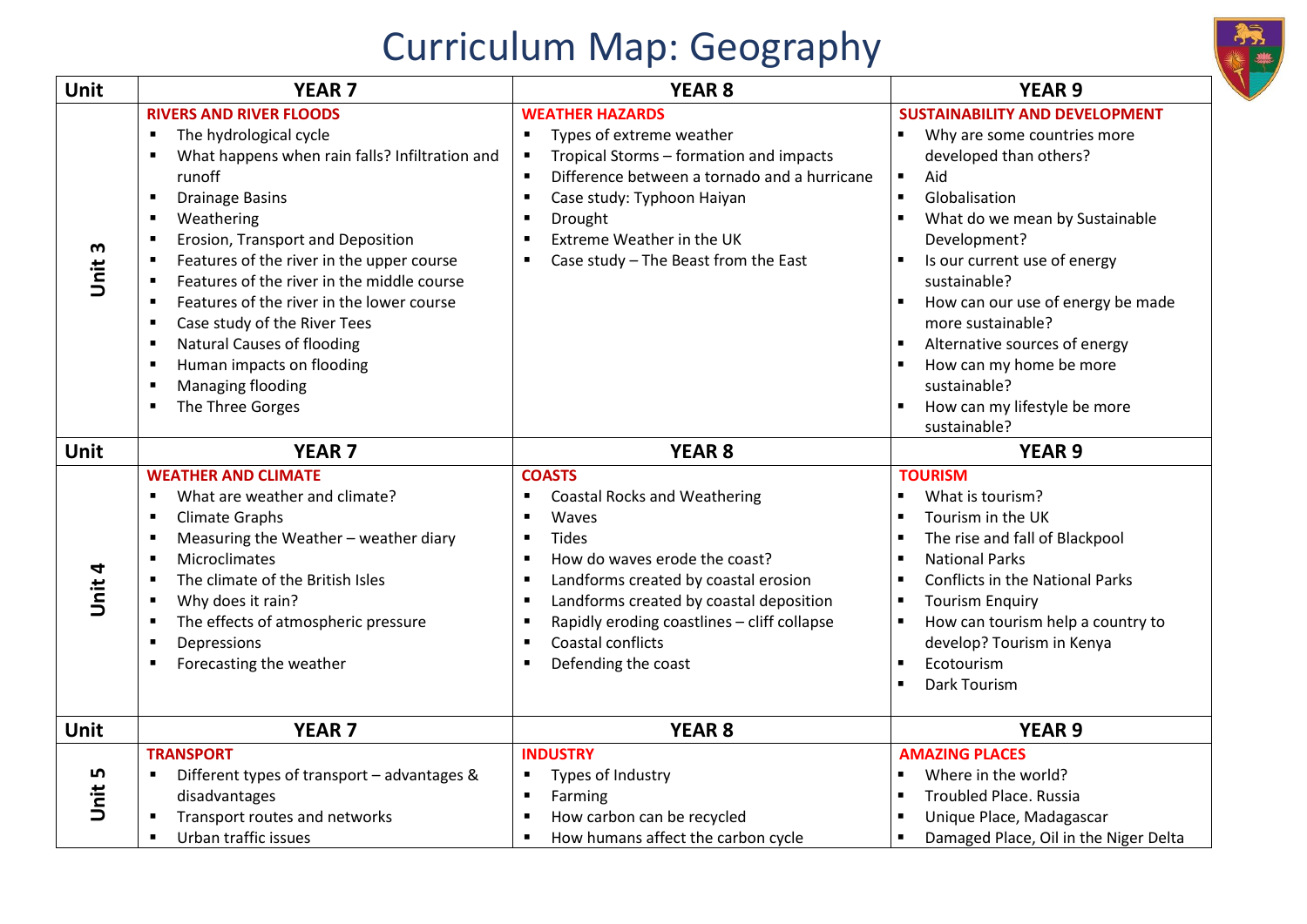# Curriculum Map: Geography

| Unit | YEAR 7 | YEAR 8 | YEAR 9 |
|---|---|---|---|
| Unit 3 | **RIVERS AND RIVER FLOODS**<br>▪ The hydrological cycle<br>▪ What happens when rain falls? Infiltration and runoff<br>▪ Drainage Basins<br>▪ Weathering<br>▪ Erosion, Transport and Deposition<br>▪ Features of the river in the upper course<br>▪ Features of the river in the middle course<br>▪ Features of the river in the lower course<br>▪ Case study of the River Tees<br>▪ Natural Causes of flooding<br>▪ Human impacts on flooding<br>▪ Managing flooding<br>▪ The Three Gorges | **WEATHER HAZARDS**<br>▪ Types of extreme weather<br>▪ Tropical Storms – formation and impacts<br>▪ Difference between a tornado and a hurricane<br>▪ Case study: Typhoon Haiyan<br>▪ Drought<br>▪ Extreme Weather in the UK<br>▪ Case study – The Beast from the East | **SUSTAINABILITY AND DEVELOPMENT**<br>▪ Why are some countries more developed than others?<br>▪ Aid<br>▪ Globalisation<br>▪ What do we mean by Sustainable Development?<br>▪ Is our current use of energy sustainable?<br>▪ How can our use of energy be made more sustainable?<br>▪ Alternative sources of energy<br>▪ How can my home be more sustainable?<br>▪ How can my lifestyle be more sustainable? |
| **Unit** | **YEAR 7** | **YEAR 8** | **YEAR 9** |
| Unit 4 | **WEATHER AND CLIMATE**<br>▪ What are weather and climate?<br>▪ Climate Graphs<br>▪ Measuring the Weather – weather diary<br>▪ Microclimates<br>▪ The climate of the British Isles<br>▪ Why does it rain?<br>▪ The effects of atmospheric pressure<br>▪ Depressions<br>▪ Forecasting the weather | **COASTS**<br>▪ Coastal Rocks and Weathering<br>▪ Waves<br>▪ Tides<br>▪ How do waves erode the coast?<br>▪ Landforms created by coastal erosion<br>▪ Landforms created by coastal deposition<br>▪ Rapidly eroding coastlines – cliff collapse<br>▪ Coastal conflicts<br>▪ Defending the coast | **TOURISM**<br>▪ What is tourism?<br>▪ Tourism in the UK<br>▪ The rise and fall of Blackpool<br>▪ National Parks<br>▪ Conflicts in the National Parks<br>▪ Tourism Enquiry<br>▪ How can tourism help a country to develop? Tourism in Kenya<br>▪ Ecotourism<br>▪ Dark Tourism |
| **Unit** | **YEAR 7** | **YEAR 8** | **YEAR 9** |
| Unit 5 | **TRANSPORT**<br>▪ Different types of transport – advantages & disadvantages<br>▪ Transport routes and networks<br>▪ Urban traffic issues | **INDUSTRY**<br>▪ Types of Industry<br>▪ Farming<br>▪ How carbon can be recycled<br>▪ How humans affect the carbon cycle | **AMAZING PLACES**<br>▪ Where in the world?<br>▪ Troubled Place. Russia<br>▪ Unique Place, Madagascar<br>▪ Damaged Place, Oil in the Niger Delta |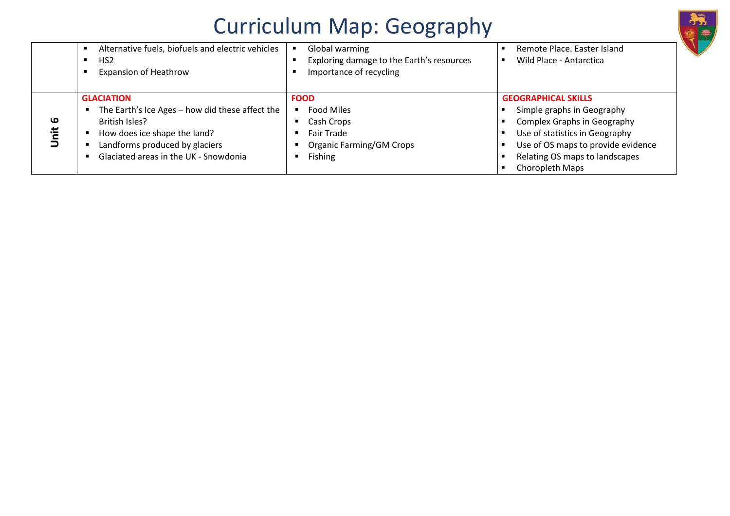# Curriculum Map: Geography

| | | | |
|---|---|---|---|
| | ▪ Alternative fuels, biofuels and electric vehicles<br>▪ HS2<br>▪ Expansion of Heathrow | ▪ Global warming<br>▪ Exploring damage to the Earth's resources<br>▪ Importance of recycling | ▪ Remote Place. Easter Island<br>▪ Wild Place - Antarctica |
| **Unit 6** | **GLACIATION**<br>▪ The Earth's Ice Ages – how did these affect the British Isles?<br>▪ How does ice shape the land?<br>▪ Landforms produced by glaciers<br>▪ Glaciated areas in the UK - Snowdonia | **FOOD**<br>▪ Food Miles<br>▪ Cash Crops<br>▪ Fair Trade<br>▪ Organic Farming/GM Crops<br>▪ Fishing | **GEOGRAPHICAL SKILLS**<br>▪ Simple graphs in Geography<br>▪ Complex Graphs in Geography<br>▪ Use of statistics in Geography<br>▪ Use of OS maps to provide evidence<br>▪ Relating OS maps to landscapes<br>▪ Choropleth Maps |